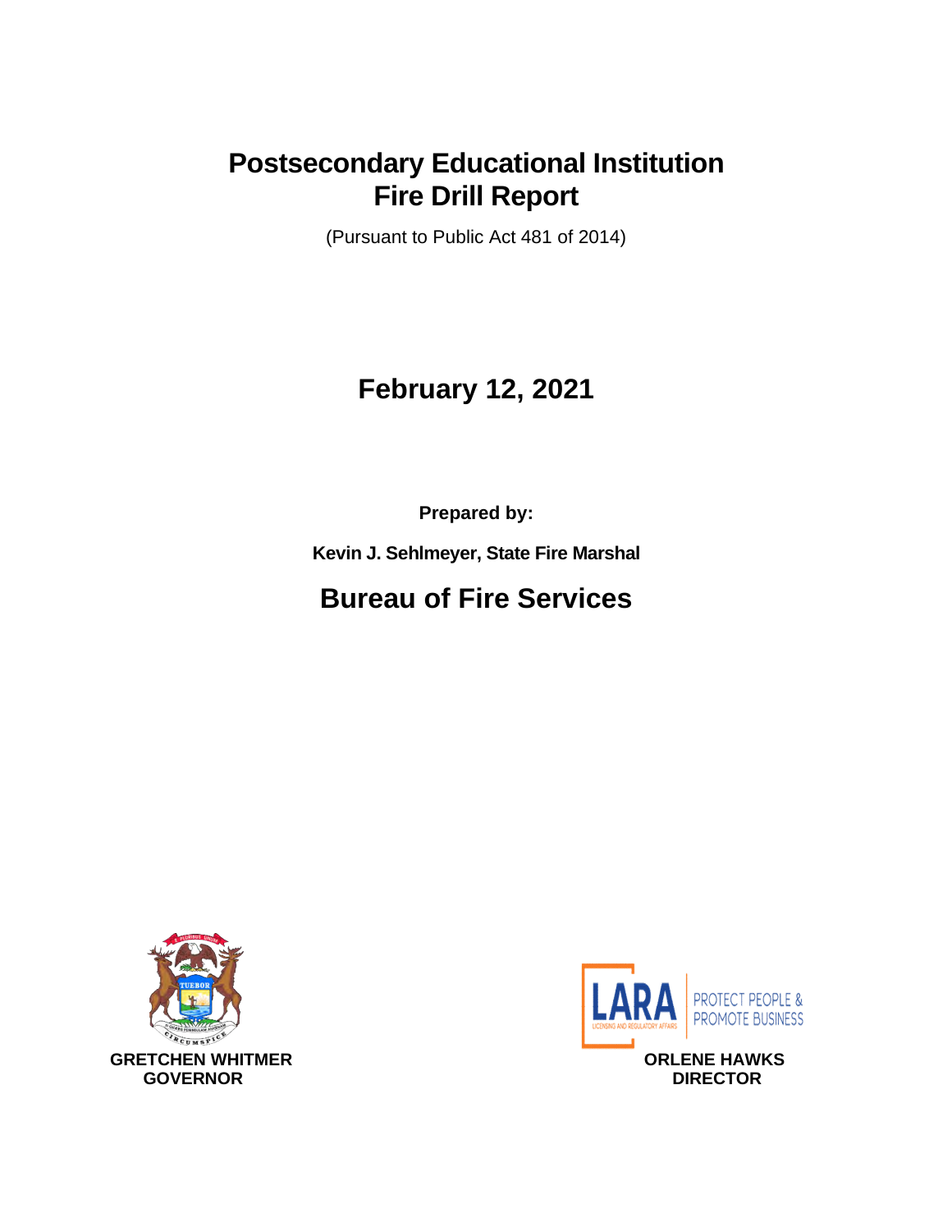# Postsecondary Educational Institution Fire Drill Report

(Pursuant to Public Act 481 of 2014)

## February 12, 2021

**Prepared by:**

**Kevin J. Sehlmeyer, State Fire Marshal**

## Bureau of Fire Services

**GRETCHEN WHITMER**
**GOVERNOR**

**ORLENE HAWKS**
**DIRECTOR**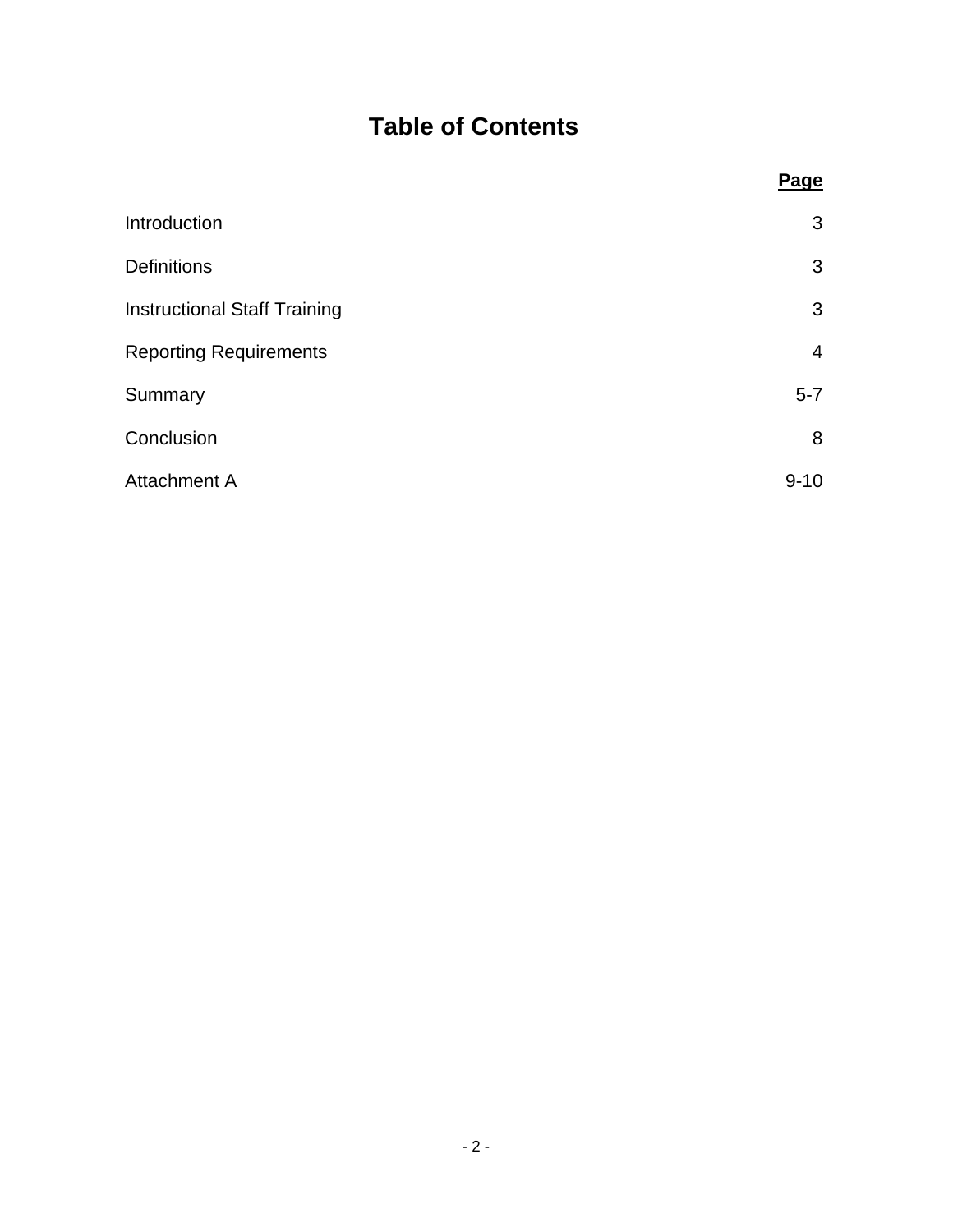# Table of Contents

| | **Page** |
|---|---|
| Introduction | 3 |
| Definitions | 3 |
| Instructional Staff Training | 3 |
| Reporting Requirements | 4 |
| Summary | 5-7 |
| Conclusion | 8 |
| Attachment A | 9-10 |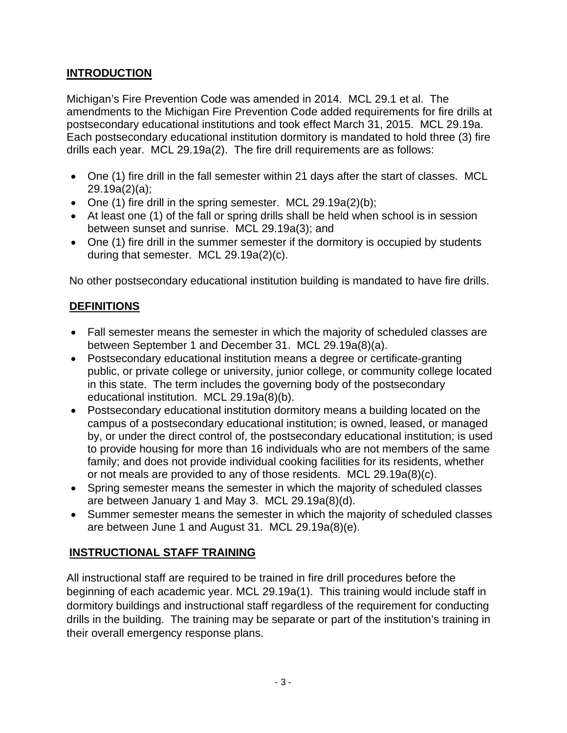## INTRODUCTION

Michigan's Fire Prevention Code was amended in 2014. MCL 29.1 et al. The amendments to the Michigan Fire Prevention Code added requirements for fire drills at postsecondary educational institutions and took effect March 31, 2015. MCL 29.19a. Each postsecondary educational institution dormitory is mandated to hold three (3) fire drills each year. MCL 29.19a(2). The fire drill requirements are as follows:

- One (1) fire drill in the fall semester within 21 days after the start of classes. MCL 29.19a(2)(a);
- One (1) fire drill in the spring semester. MCL 29.19a(2)(b);
- At least one (1) of the fall or spring drills shall be held when school is in session between sunset and sunrise. MCL 29.19a(3); and
- One (1) fire drill in the summer semester if the dormitory is occupied by students during that semester. MCL 29.19a(2)(c).

No other postsecondary educational institution building is mandated to have fire drills.

## DEFINITIONS

- Fall semester means the semester in which the majority of scheduled classes are between September 1 and December 31. MCL 29.19a(8)(a).
- Postsecondary educational institution means a degree or certificate-granting public, or private college or university, junior college, or community college located in this state. The term includes the governing body of the postsecondary educational institution. MCL 29.19a(8)(b).
- Postsecondary educational institution dormitory means a building located on the campus of a postsecondary educational institution; is owned, leased, or managed by, or under the direct control of, the postsecondary educational institution; is used to provide housing for more than 16 individuals who are not members of the same family; and does not provide individual cooking facilities for its residents, whether or not meals are provided to any of those residents. MCL 29.19a(8)(c).
- Spring semester means the semester in which the majority of scheduled classes are between January 1 and May 3. MCL 29.19a(8)(d).
- Summer semester means the semester in which the majority of scheduled classes are between June 1 and August 31. MCL 29.19a(8)(e).

## INSTRUCTIONAL STAFF TRAINING

All instructional staff are required to be trained in fire drill procedures before the beginning of each academic year. MCL 29.19a(1). This training would include staff in dormitory buildings and instructional staff regardless of the requirement for conducting drills in the building. The training may be separate or part of the institution's training in their overall emergency response plans.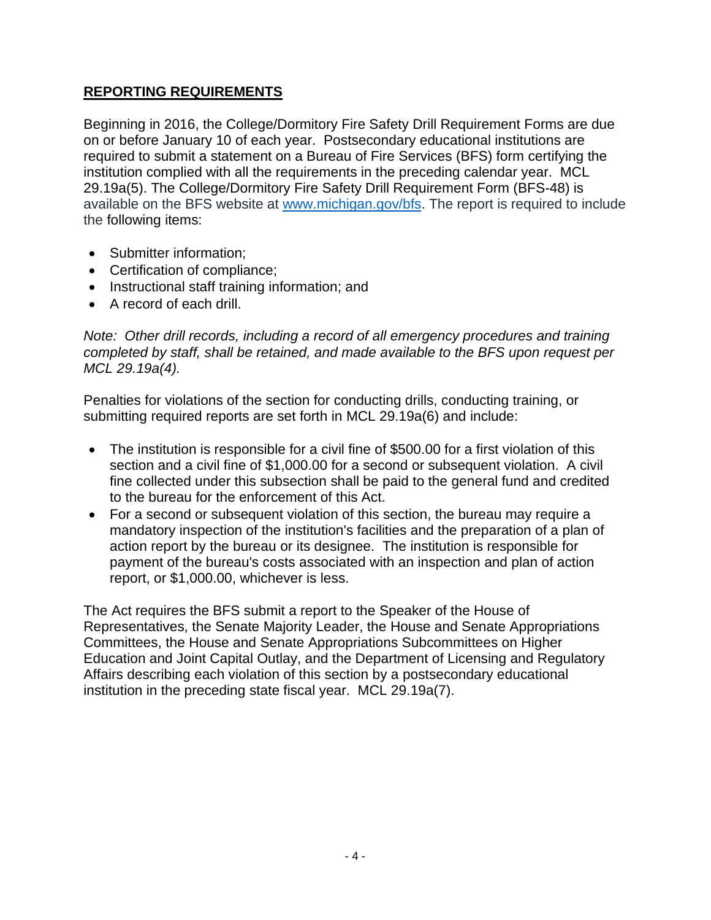## REPORTING REQUIREMENTS

Beginning in 2016, the College/Dormitory Fire Safety Drill Requirement Forms are due on or before January 10 of each year. Postsecondary educational institutions are required to submit a statement on a Bureau of Fire Services (BFS) form certifying the institution complied with all the requirements in the preceding calendar year. MCL 29.19a(5). The College/Dormitory Fire Safety Drill Requirement Form (BFS-48) is available on the BFS website at www.michigan.gov/bfs. The report is required to include the following items:

- Submitter information;
- Certification of compliance;
- Instructional staff training information; and
- A record of each drill.

*Note: Other drill records, including a record of all emergency procedures and training completed by staff, shall be retained, and made available to the BFS upon request per MCL 29.19a(4).*

Penalties for violations of the section for conducting drills, conducting training, or submitting required reports are set forth in MCL 29.19a(6) and include:

- The institution is responsible for a civil fine of $500.00 for a first violation of this section and a civil fine of $1,000.00 for a second or subsequent violation. A civil fine collected under this subsection shall be paid to the general fund and credited to the bureau for the enforcement of this Act.
- For a second or subsequent violation of this section, the bureau may require a mandatory inspection of the institution's facilities and the preparation of a plan of action report by the bureau or its designee. The institution is responsible for payment of the bureau's costs associated with an inspection and plan of action report, or $1,000.00, whichever is less.

The Act requires the BFS submit a report to the Speaker of the House of Representatives, the Senate Majority Leader, the House and Senate Appropriations Committees, the House and Senate Appropriations Subcommittees on Higher Education and Joint Capital Outlay, and the Department of Licensing and Regulatory Affairs describing each violation of this section by a postsecondary educational institution in the preceding state fiscal year. MCL 29.19a(7).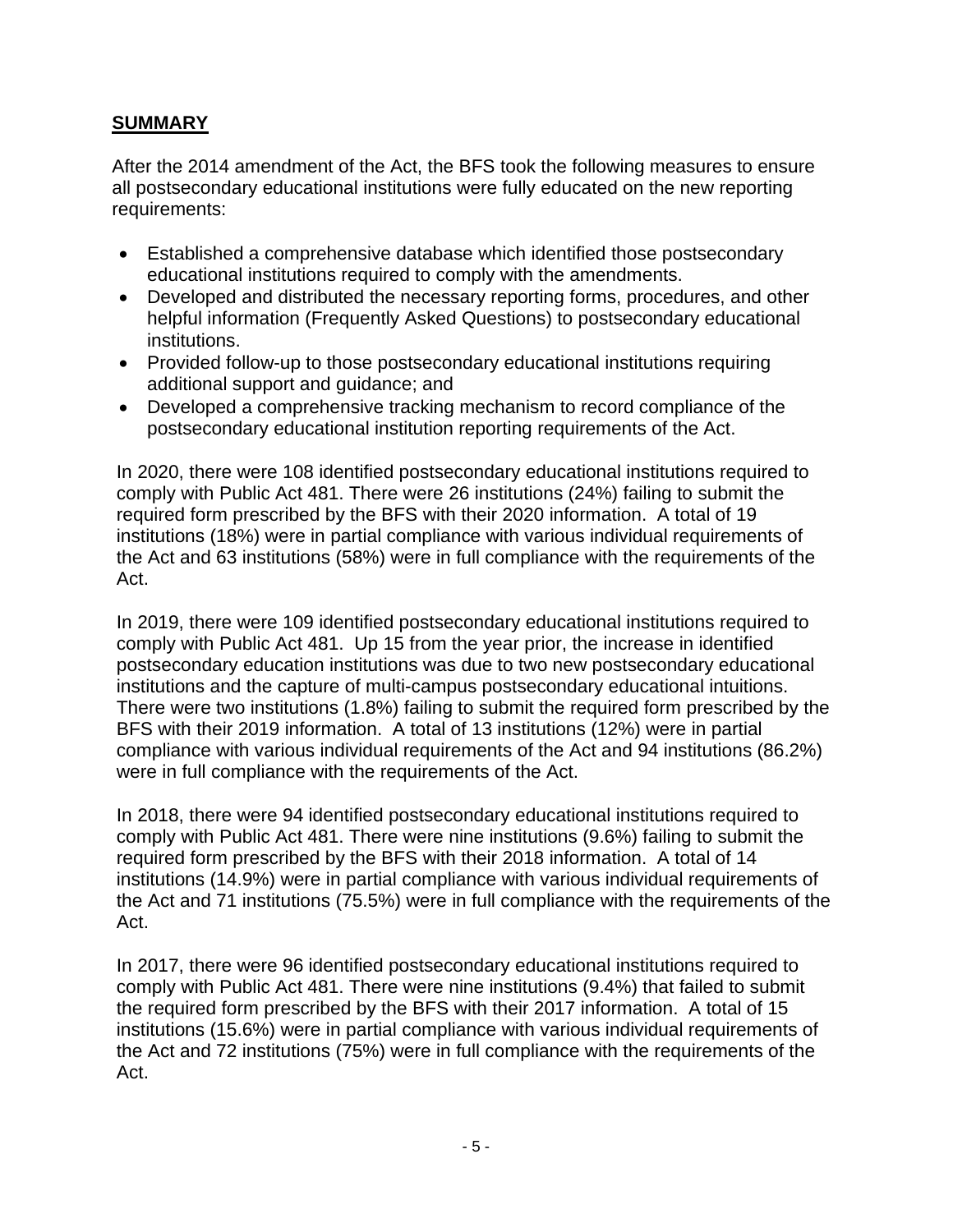## **SUMMARY**

After the 2014 amendment of the Act, the BFS took the following measures to ensure all postsecondary educational institutions were fully educated on the new reporting requirements:

- Established a comprehensive database which identified those postsecondary educational institutions required to comply with the amendments.
- Developed and distributed the necessary reporting forms, procedures, and other helpful information (Frequently Asked Questions) to postsecondary educational institutions.
- Provided follow-up to those postsecondary educational institutions requiring additional support and guidance; and
- Developed a comprehensive tracking mechanism to record compliance of the postsecondary educational institution reporting requirements of the Act.

In 2020, there were 108 identified postsecondary educational institutions required to comply with Public Act 481. There were 26 institutions (24%) failing to submit the required form prescribed by the BFS with their 2020 information. A total of 19 institutions (18%) were in partial compliance with various individual requirements of the Act and 63 institutions (58%) were in full compliance with the requirements of the Act.

In 2019, there were 109 identified postsecondary educational institutions required to comply with Public Act 481. Up 15 from the year prior, the increase in identified postsecondary education institutions was due to two new postsecondary educational institutions and the capture of multi-campus postsecondary educational intuitions. There were two institutions (1.8%) failing to submit the required form prescribed by the BFS with their 2019 information. A total of 13 institutions (12%) were in partial compliance with various individual requirements of the Act and 94 institutions (86.2%) were in full compliance with the requirements of the Act.

In 2018, there were 94 identified postsecondary educational institutions required to comply with Public Act 481. There were nine institutions (9.6%) failing to submit the required form prescribed by the BFS with their 2018 information. A total of 14 institutions (14.9%) were in partial compliance with various individual requirements of the Act and 71 institutions (75.5%) were in full compliance with the requirements of the Act.

In 2017, there were 96 identified postsecondary educational institutions required to comply with Public Act 481. There were nine institutions (9.4%) that failed to submit the required form prescribed by the BFS with their 2017 information. A total of 15 institutions (15.6%) were in partial compliance with various individual requirements of the Act and 72 institutions (75%) were in full compliance with the requirements of the Act.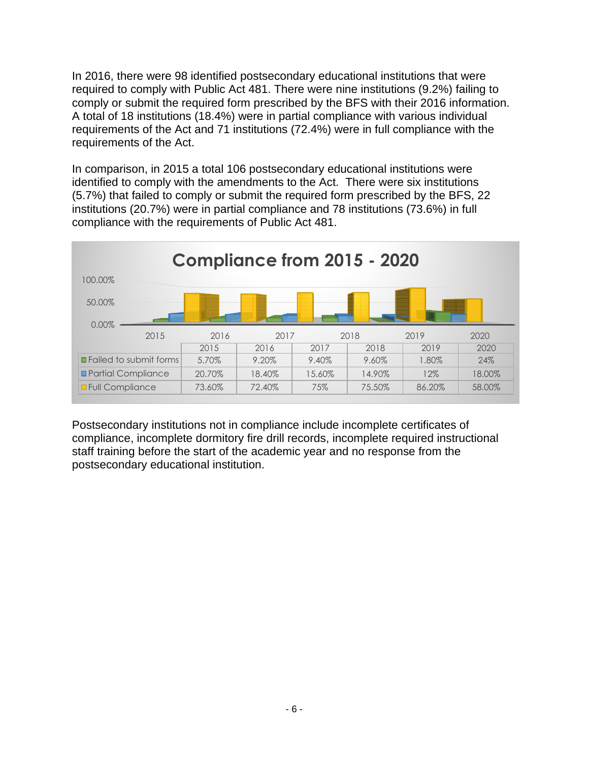In 2016, there were 98 identified postsecondary educational institutions that were required to comply with Public Act 481. There were nine institutions (9.2%) failing to comply or submit the required form prescribed by the BFS with their 2016 information. A total of 18 institutions (18.4%) were in partial compliance with various individual requirements of the Act and 71 institutions (72.4%) were in full compliance with the requirements of the Act.

In comparison, in 2015 a total 106 postsecondary educational institutions were identified to comply with the amendments to the Act. There were six institutions (5.7%) that failed to comply or submit the required form prescribed by the BFS, 22 institutions (20.7%) were in partial compliance and 78 institutions (73.6%) in full compliance with the requirements of Public Act 481.

**Compliance from 2015 - 2020**

| | 2015 | 2016 | 2017 | 2018 | 2019 | 2020 |
|---|---|---|---|---|---|---|
| Failed to submit forms | 5.70% | 9.20% | 9.40% | 9.60% | 1.80% | 24% |
| Partial Compliance | 20.70% | 18.40% | 15.60% | 14.90% | 12% | 18.00% |
| Full Compliance | 73.60% | 72.40% | 75% | 75.50% | 86.20% | 58.00% |

Postsecondary institutions not in compliance include incomplete certificates of compliance, incomplete dormitory fire drill records, incomplete required instructional staff training before the start of the academic year and no response from the postsecondary educational institution.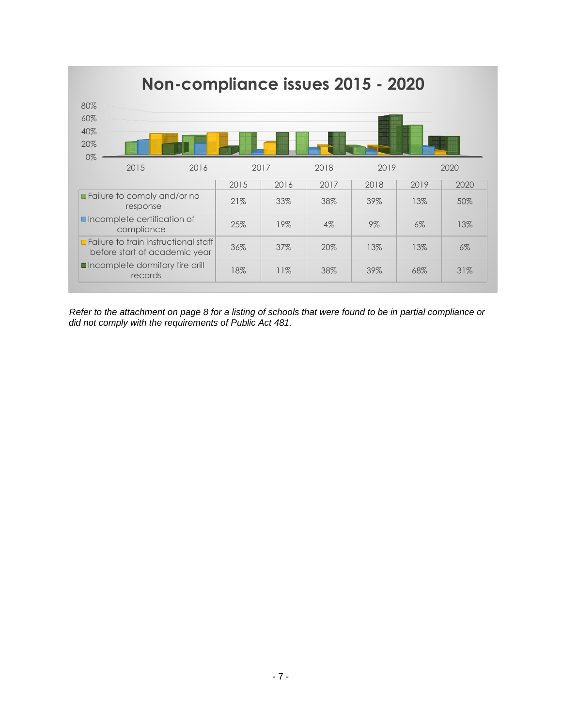## Non-compliance issues 2015 - 2020

| | 2015 | 2016 | 2017 | 2018 | 2019 | 2020 |
|---|---|---|---|---|---|---|
| Failure to comply and/or no response | 21% | 33% | 38% | 39% | 13% | 50% |
| Incomplete certification of compliance | 25% | 19% | 4% | 9% | 6% | 13% |
| Failure to train instructional staff before start of academic year | 36% | 37% | 20% | 13% | 13% | 6% |
| Incomplete dormitory fire drill records | 18% | 11% | 38% | 39% | 68% | 31% |

*Refer to the attachment on page 8 for a listing of schools that were found to be in partial compliance or did not comply with the requirements of Public Act 481.*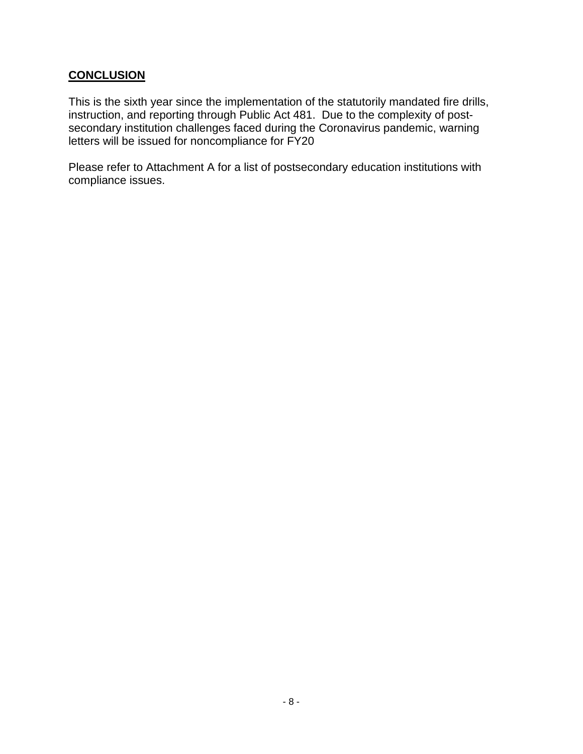## CONCLUSION

This is the sixth year since the implementation of the statutorily mandated fire drills, instruction, and reporting through Public Act 481. Due to the complexity of post-secondary institution challenges faced during the Coronavirus pandemic, warning letters will be issued for noncompliance for FY20

Please refer to Attachment A for a list of postsecondary education institutions with compliance issues.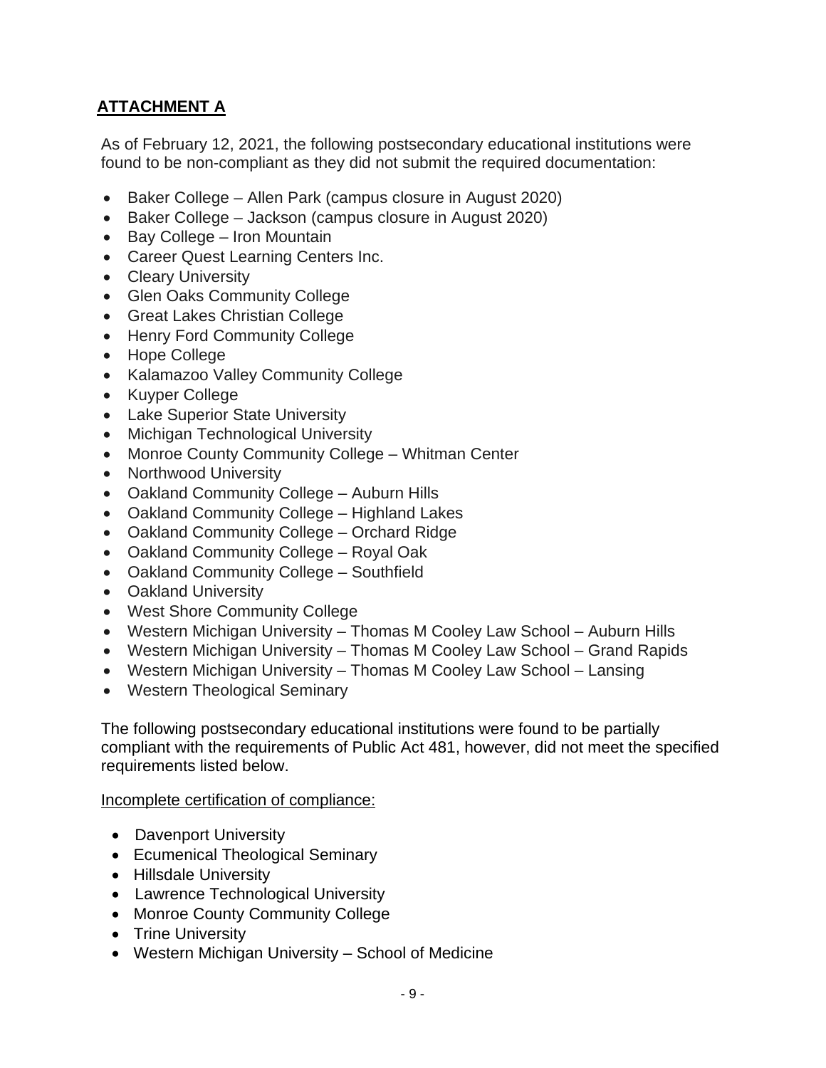## ATTACHMENT A

As of February 12, 2021, the following postsecondary educational institutions were found to be non-compliant as they did not submit the required documentation:

- Baker College – Allen Park (campus closure in August 2020)
- Baker College – Jackson (campus closure in August 2020)
- Bay College – Iron Mountain
- Career Quest Learning Centers Inc.
- Cleary University
- Glen Oaks Community College
- Great Lakes Christian College
- Henry Ford Community College
- Hope College
- Kalamazoo Valley Community College
- Kuyper College
- Lake Superior State University
- Michigan Technological University
- Monroe County Community College – Whitman Center
- Northwood University
- Oakland Community College – Auburn Hills
- Oakland Community College – Highland Lakes
- Oakland Community College – Orchard Ridge
- Oakland Community College – Royal Oak
- Oakland Community College – Southfield
- Oakland University
- West Shore Community College
- Western Michigan University – Thomas M Cooley Law School – Auburn Hills
- Western Michigan University – Thomas M Cooley Law School – Grand Rapids
- Western Michigan University – Thomas M Cooley Law School – Lansing
- Western Theological Seminary

The following postsecondary educational institutions were found to be partially compliant with the requirements of Public Act 481, however, did not meet the specified requirements listed below.

Incomplete certification of compliance:

- Davenport University
- Ecumenical Theological Seminary
- Hillsdale University
- Lawrence Technological University
- Monroe County Community College
- Trine University
- Western Michigan University – School of Medicine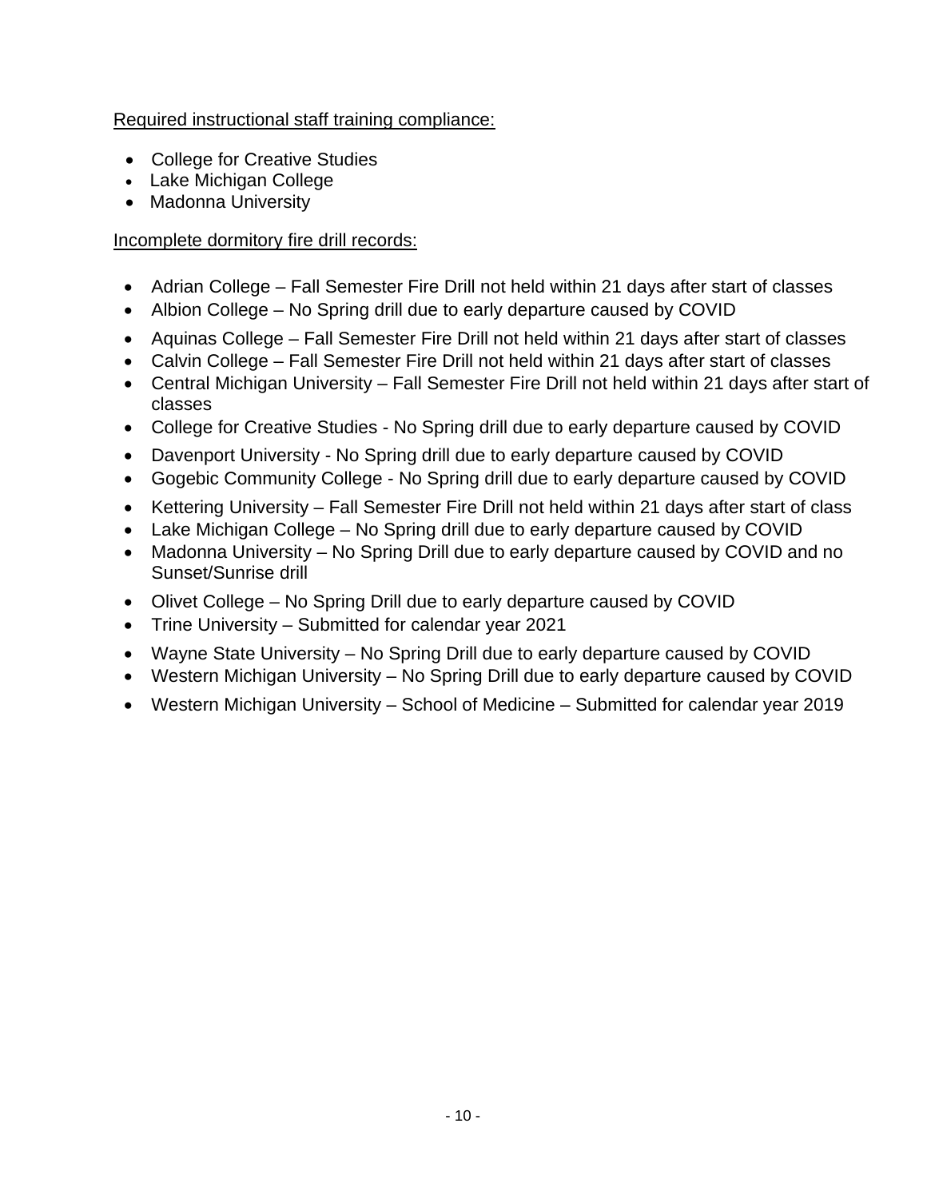Required instructional staff training compliance:

- College for Creative Studies
- Lake Michigan College
- Madonna University

Incomplete dormitory fire drill records:

- Adrian College – Fall Semester Fire Drill not held within 21 days after start of classes
- Albion College – No Spring drill due to early departure caused by COVID
- Aquinas College – Fall Semester Fire Drill not held within 21 days after start of classes
- Calvin College – Fall Semester Fire Drill not held within 21 days after start of classes
- Central Michigan University – Fall Semester Fire Drill not held within 21 days after start of classes
- College for Creative Studies - No Spring drill due to early departure caused by COVID
- Davenport University - No Spring drill due to early departure caused by COVID
- Gogebic Community College - No Spring drill due to early departure caused by COVID
- Kettering University – Fall Semester Fire Drill not held within 21 days after start of class
- Lake Michigan College – No Spring drill due to early departure caused by COVID
- Madonna University – No Spring Drill due to early departure caused by COVID and no Sunset/Sunrise drill
- Olivet College – No Spring Drill due to early departure caused by COVID
- Trine University – Submitted for calendar year 2021
- Wayne State University – No Spring Drill due to early departure caused by COVID
- Western Michigan University – No Spring Drill due to early departure caused by COVID
- Western Michigan University – School of Medicine – Submitted for calendar year 2019